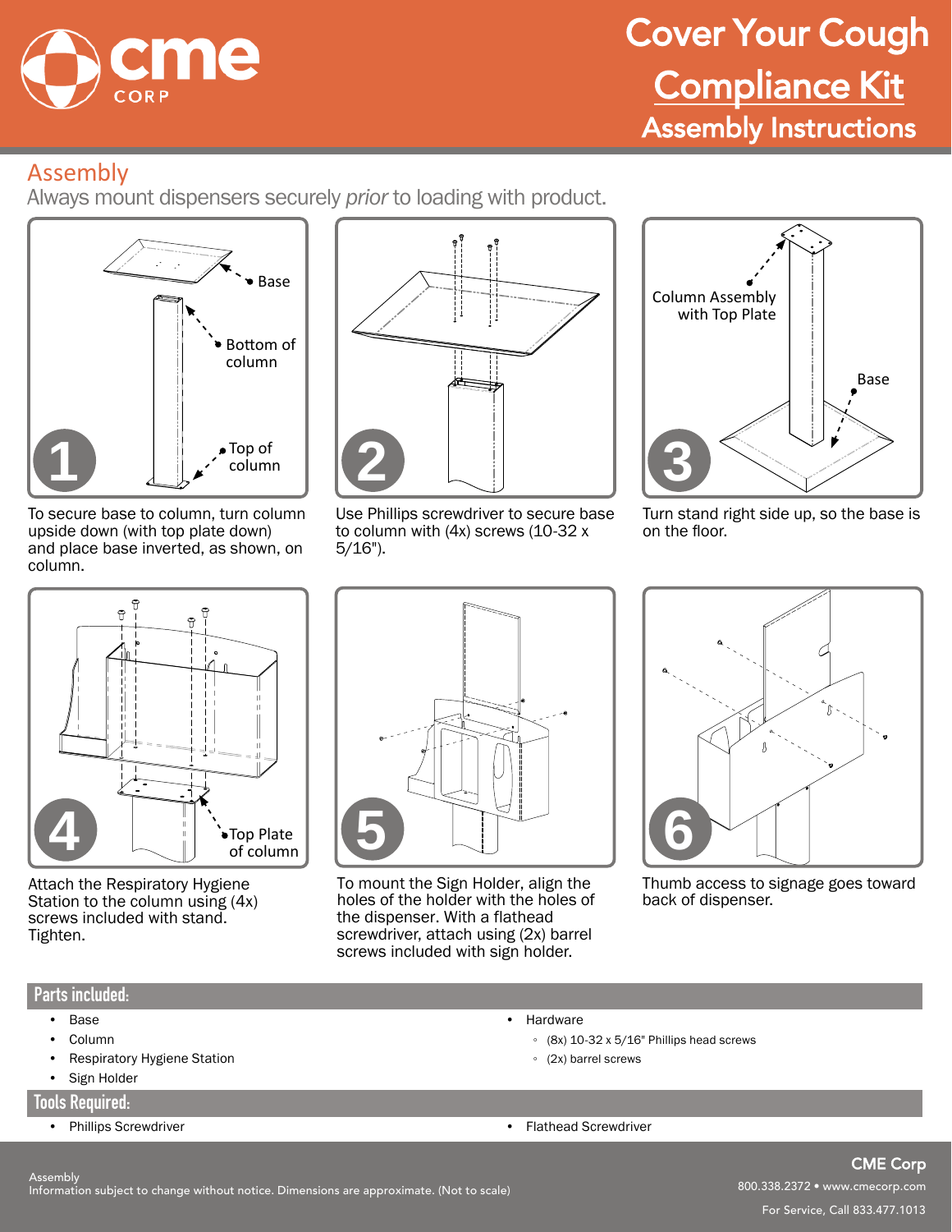# Cover Your Cough Compliance Kit

## Assembly Instructions

## Assembly

Always mount dispensers securely *prior* to loading with product.

**1** To secure base to column, turn column upside down (with top plate down) and place base inverted, as shown, on column.

**2** Use Phillips screwdriver to secure base to column with (4x) screws (10-32 x 5/16").

**3** Turn stand right side up, so the base is on the floor.

**4** Attach the Respiratory Hygiene Station to the column using (4x) screws included with stand. Tighten.

**5** To mount the Sign Holder, align the holes of the holder with the holes of the dispenser. With a flathead screwdriver, attach using (2x) barrel screws included with sign holder.

**6** Thumb access to signage goes toward back of dispenser.

### Parts included:

- Base
- Column
- Respiratory Hygiene Station
- Sign Holder
- Hardware
  - (8x) 10-32 x 5/16" Phillips head screws
  - (2x) barrel screws

### Tools Required:

- Phillips Screwdriver
- Flathead Screwdriver

Assembly
Information subject to change without notice. Dimensions are approximate. (Not to scale)

**CME Corp**
800.338.2372 • www.cmecorp.com
For Service, Call 833.477.1013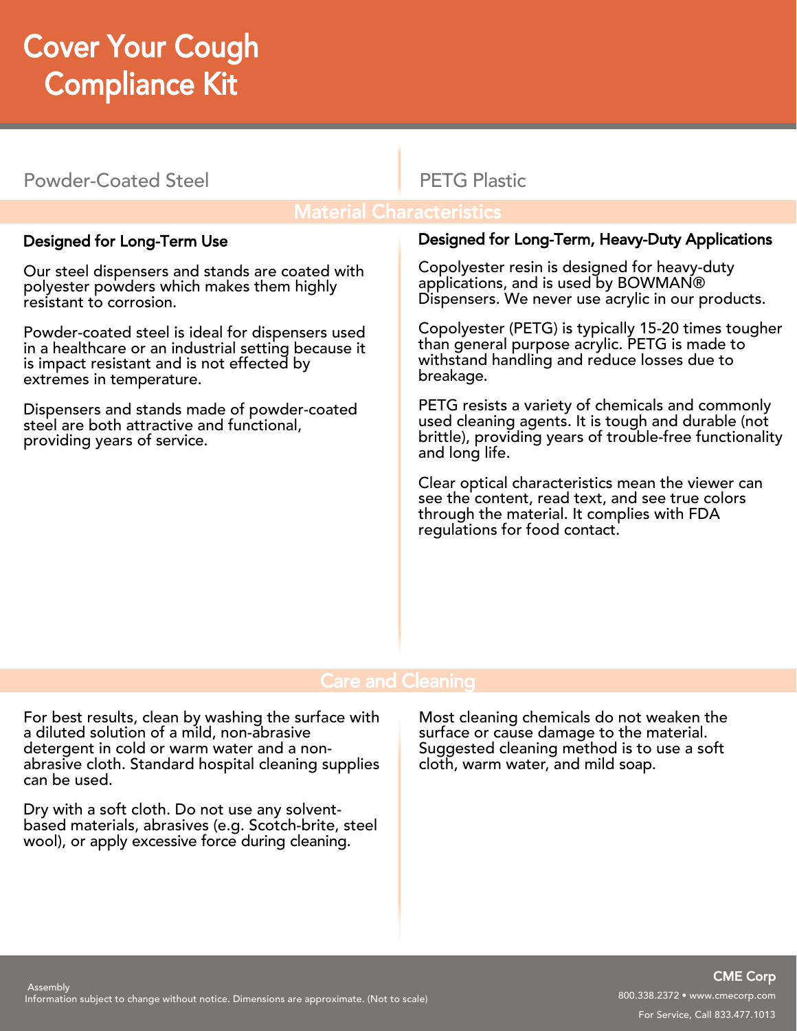# Cover Your Cough Compliance Kit

## Material Characteristics

### Powder-Coated Steel

**Designed for Long-Term Use**

Our steel dispensers and stands are coated with polyester powders which makes them highly resistant to corrosion.

Powder-coated steel is ideal for dispensers used in a healthcare or an industrial setting because it is impact resistant and is not effected by extremes in temperature.

Dispensers and stands made of powder-coated steel are both attractive and functional, providing years of service.

### PETG Plastic

**Designed for Long-Term, Heavy-Duty Applications**

Copolyester resin is designed for heavy-duty applications, and is used by BOWMAN® Dispensers. We never use acrylic in our products.

Copolyester (PETG) is typically 15-20 times tougher than general purpose acrylic. PETG is made to withstand handling and reduce losses due to breakage.

PETG resists a variety of chemicals and commonly used cleaning agents. It is tough and durable (not brittle), providing years of trouble-free functionality and long life.

Clear optical characteristics mean the viewer can see the content, read text, and see true colors through the material. It complies with FDA regulations for food contact.

## Care and Cleaning

### Powder-Coated Steel

For best results, clean by washing the surface with a diluted solution of a mild, non-abrasive detergent in cold or warm water and a non-abrasive cloth. Standard hospital cleaning supplies can be used.

Dry with a soft cloth. Do not use any solvent-based materials, abrasives (e.g. Scotch-brite, steel wool), or apply excessive force during cleaning.

### PETG Plastic

Most cleaning chemicals do not weaken the surface or cause damage to the material. Suggested cleaning method is to use a soft cloth, warm water, and mild soap.

Assembly
Information subject to change without notice. Dimensions are approximate. (Not to scale)

**CME Corp**
800.338.2372 • www.cmecorp.com
For Service, Call 833.477.1013